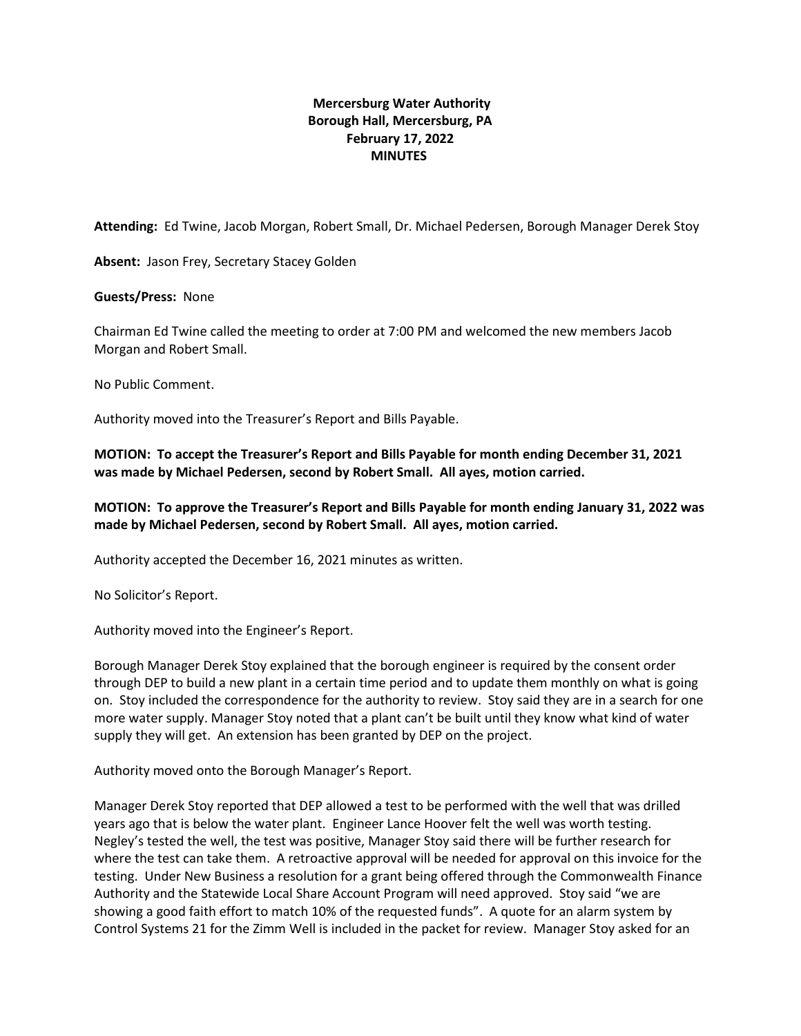**Mercersburg Water Authority**
**Borough Hall, Mercersburg, PA**
**February 17, 2022**
**MINUTES**

**Attending:** Ed Twine, Jacob Morgan, Robert Small, Dr. Michael Pedersen, Borough Manager Derek Stoy

**Absent:** Jason Frey, Secretary Stacey Golden

**Guests/Press:** None

Chairman Ed Twine called the meeting to order at 7:00 PM and welcomed the new members Jacob Morgan and Robert Small.

No Public Comment.

Authority moved into the Treasurer's Report and Bills Payable.

**MOTION: To accept the Treasurer's Report and Bills Payable for month ending December 31, 2021 was made by Michael Pedersen, second by Robert Small. All ayes, motion carried.**

**MOTION: To approve the Treasurer's Report and Bills Payable for month ending January 31, 2022 was made by Michael Pedersen, second by Robert Small. All ayes, motion carried.**

Authority accepted the December 16, 2021 minutes as written.

No Solicitor's Report.

Authority moved into the Engineer's Report.

Borough Manager Derek Stoy explained that the borough engineer is required by the consent order through DEP to build a new plant in a certain time period and to update them monthly on what is going on. Stoy included the correspondence for the authority to review. Stoy said they are in a search for one more water supply. Manager Stoy noted that a plant can't be built until they know what kind of water supply they will get. An extension has been granted by DEP on the project.

Authority moved onto the Borough Manager's Report.

Manager Derek Stoy reported that DEP allowed a test to be performed with the well that was drilled years ago that is below the water plant. Engineer Lance Hoover felt the well was worth testing. Negley's tested the well, the test was positive, Manager Stoy said there will be further research for where the test can take them. A retroactive approval will be needed for approval on this invoice for the testing. Under New Business a resolution for a grant being offered through the Commonwealth Finance Authority and the Statewide Local Share Account Program will need approved. Stoy said "we are showing a good faith effort to match 10% of the requested funds". A quote for an alarm system by Control Systems 21 for the Zimm Well is included in the packet for review. Manager Stoy asked for an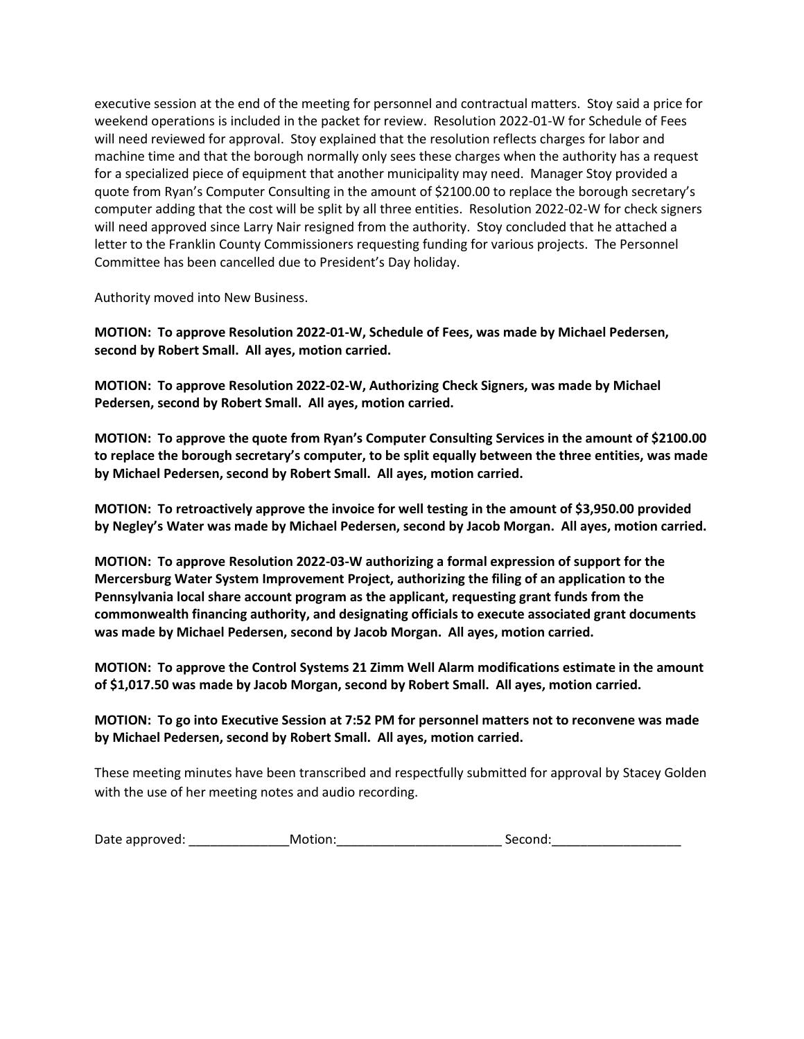executive session at the end of the meeting for personnel and contractual matters. Stoy said a price for weekend operations is included in the packet for review. Resolution 2022-01-W for Schedule of Fees will need reviewed for approval. Stoy explained that the resolution reflects charges for labor and machine time and that the borough normally only sees these charges when the authority has a request for a specialized piece of equipment that another municipality may need. Manager Stoy provided a quote from Ryan's Computer Consulting in the amount of $2100.00 to replace the borough secretary's computer adding that the cost will be split by all three entities. Resolution 2022-02-W for check signers will need approved since Larry Nair resigned from the authority. Stoy concluded that he attached a letter to the Franklin County Commissioners requesting funding for various projects. The Personnel Committee has been cancelled due to President's Day holiday.

Authority moved into New Business.

**MOTION: To approve Resolution 2022-01-W, Schedule of Fees, was made by Michael Pedersen, second by Robert Small. All ayes, motion carried.**

**MOTION: To approve Resolution 2022-02-W, Authorizing Check Signers, was made by Michael Pedersen, second by Robert Small. All ayes, motion carried.**

**MOTION: To approve the quote from Ryan's Computer Consulting Services in the amount of $2100.00 to replace the borough secretary's computer, to be split equally between the three entities, was made by Michael Pedersen, second by Robert Small. All ayes, motion carried.**

**MOTION: To retroactively approve the invoice for well testing in the amount of $3,950.00 provided by Negley's Water was made by Michael Pedersen, second by Jacob Morgan. All ayes, motion carried.**

**MOTION: To approve Resolution 2022-03-W authorizing a formal expression of support for the Mercersburg Water System Improvement Project, authorizing the filing of an application to the Pennsylvania local share account program as the applicant, requesting grant funds from the commonwealth financing authority, and designating officials to execute associated grant documents was made by Michael Pedersen, second by Jacob Morgan. All ayes, motion carried.**

**MOTION: To approve the Control Systems 21 Zimm Well Alarm modifications estimate in the amount of $1,017.50 was made by Jacob Morgan, second by Robert Small. All ayes, motion carried.**

**MOTION: To go into Executive Session at 7:52 PM for personnel matters not to reconvene was made by Michael Pedersen, second by Robert Small. All ayes, motion carried.**

These meeting minutes have been transcribed and respectfully submitted for approval by Stacey Golden with the use of her meeting notes and audio recording.

Date approved: ______________Motion:_______________________ Second:__________________